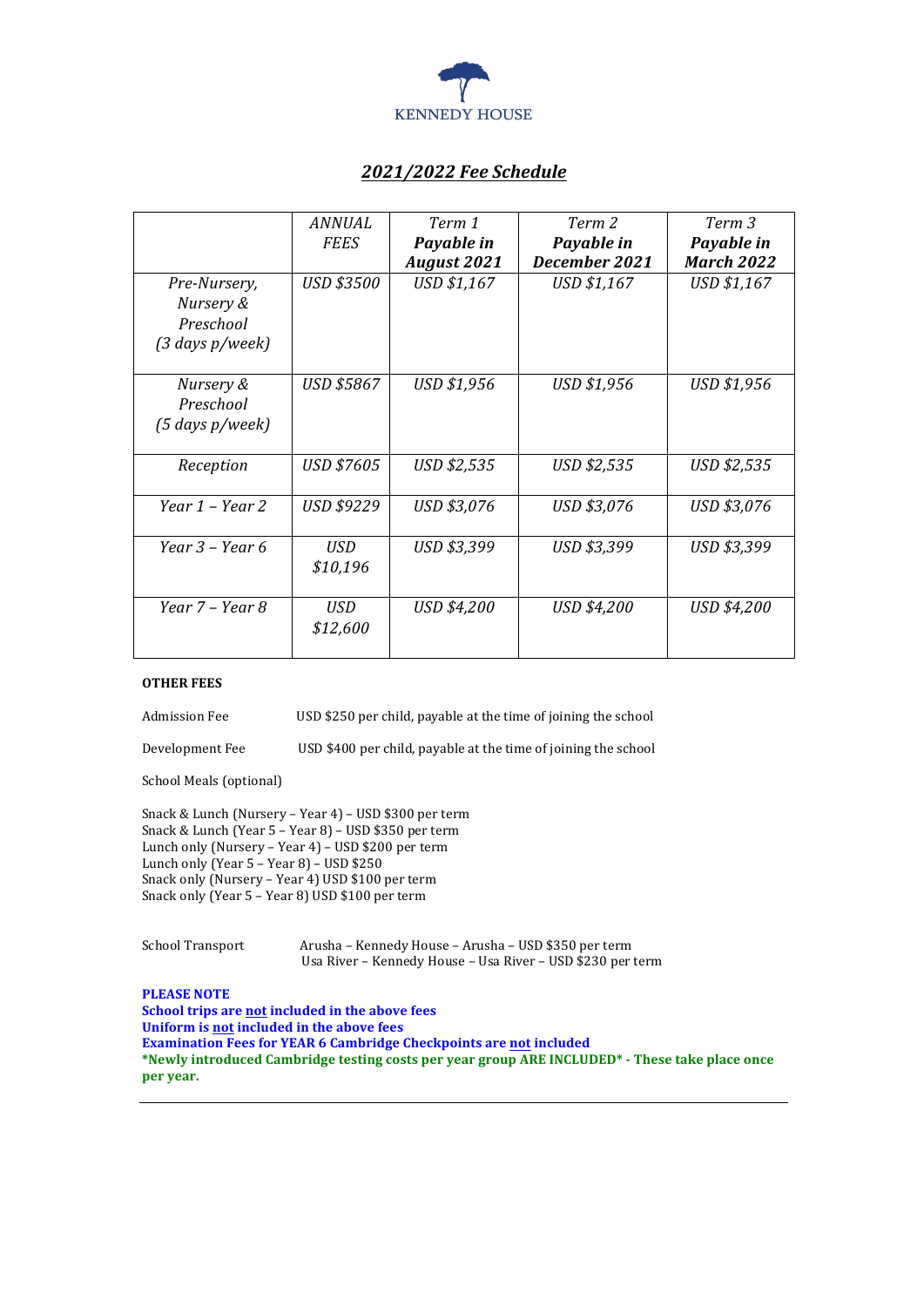KENNEDY HOUSE

## *2021/2022 Fee Schedule*

| | *ANNUAL FEES* | *Term 1* ***Payable in August 2021*** | *Term 2* ***Payable in December 2021*** | *Term 3* ***Payable in March 2022*** |
|---|---|---|---|---|
| *Pre-Nursery, Nursery & Preschool (3 days p/week)* | *USD $3500* | *USD $1,167* | *USD $1,167* | *USD $1,167* |
| *Nursery & Preschool (5 days p/week)* | *USD $5867* | *USD $1,956* | *USD $1,956* | *USD $1,956* |
| *Reception* | *USD $7605* | *USD $2,535* | *USD $2,535* | *USD $2,535* |
| *Year 1 – Year 2* | *USD $9229* | *USD $3,076* | *USD $3,076* | *USD $3,076* |
| *Year 3 – Year 6* | *USD $10,196* | *USD $3,399* | *USD $3,399* | *USD $3,399* |
| *Year 7 – Year 8* | *USD $12,600* | *USD $4,200* | *USD $4,200* | *USD $4,200* |

**OTHER FEES**

Admission Fee USD $250 per child, payable at the time of joining the school

Development Fee USD $400 per child, payable at the time of joining the school

School Meals (optional)

Snack & Lunch (Nursery – Year 4) – USD $300 per term
Snack & Lunch (Year 5 – Year 8) – USD $350 per term
Lunch only (Nursery – Year 4) – USD $200 per term
Lunch only (Year 5 – Year 8) – USD $250
Snack only (Nursery – Year 4) USD $100 per term
Snack only (Year 5 – Year 8) USD $100 per term

School Transport Arusha – Kennedy House – Arusha – USD $350 per term
Usa River – Kennedy House – Usa River – USD $230 per term

**PLEASE NOTE**
**School trips are not included in the above fees**
**Uniform is not included in the above fees**
**Examination Fees for YEAR 6 Cambridge Checkpoints are not included**
**\*Newly introduced Cambridge testing costs per year group ARE INCLUDED\* - These take place once per year.**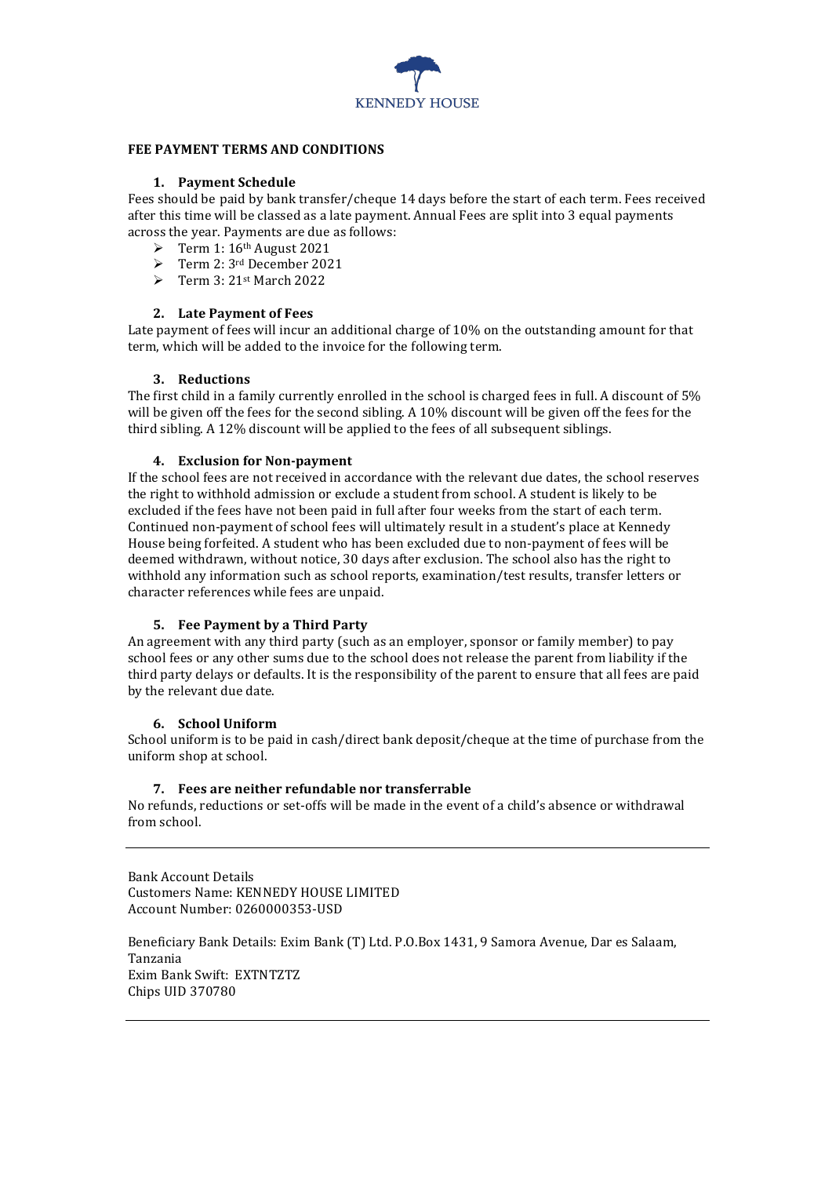KENNEDY HOUSE

## FEE PAYMENT TERMS AND CONDITIONS

### 1. Payment Schedule

Fees should be paid by bank transfer/cheque 14 days before the start of each term. Fees received after this time will be classed as a late payment. Annual Fees are split into 3 equal payments across the year. Payments are due as follows:

- Term 1: 16th August 2021
- Term 2: 3rd December 2021
- Term 3: 21st March 2022

### 2. Late Payment of Fees

Late payment of fees will incur an additional charge of 10% on the outstanding amount for that term, which will be added to the invoice for the following term.

### 3. Reductions

The first child in a family currently enrolled in the school is charged fees in full. A discount of 5% will be given off the fees for the second sibling. A 10% discount will be given off the fees for the third sibling. A 12% discount will be applied to the fees of all subsequent siblings.

### 4. Exclusion for Non-payment

If the school fees are not received in accordance with the relevant due dates, the school reserves the right to withhold admission or exclude a student from school. A student is likely to be excluded if the fees have not been paid in full after four weeks from the start of each term. Continued non-payment of school fees will ultimately result in a student's place at Kennedy House being forfeited. A student who has been excluded due to non-payment of fees will be deemed withdrawn, without notice, 30 days after exclusion. The school also has the right to withhold any information such as school reports, examination/test results, transfer letters or character references while fees are unpaid.

### 5. Fee Payment by a Third Party

An agreement with any third party (such as an employer, sponsor or family member) to pay school fees or any other sums due to the school does not release the parent from liability if the third party delays or defaults. It is the responsibility of the parent to ensure that all fees are paid by the relevant due date.

### 6. School Uniform

School uniform is to be paid in cash/direct bank deposit/cheque at the time of purchase from the uniform shop at school.

### 7. Fees are neither refundable nor transferrable

No refunds, reductions or set-offs will be made in the event of a child's absence or withdrawal from school.

---

Bank Account Details
Customers Name: KENNEDY HOUSE LIMITED
Account Number: 0260000353-USD

Beneficiary Bank Details: Exim Bank (T) Ltd. P.O.Box 1431, 9 Samora Avenue, Dar es Salaam, Tanzania
Exim Bank Swift: EXTNTZTZ
Chips UID 370780

---